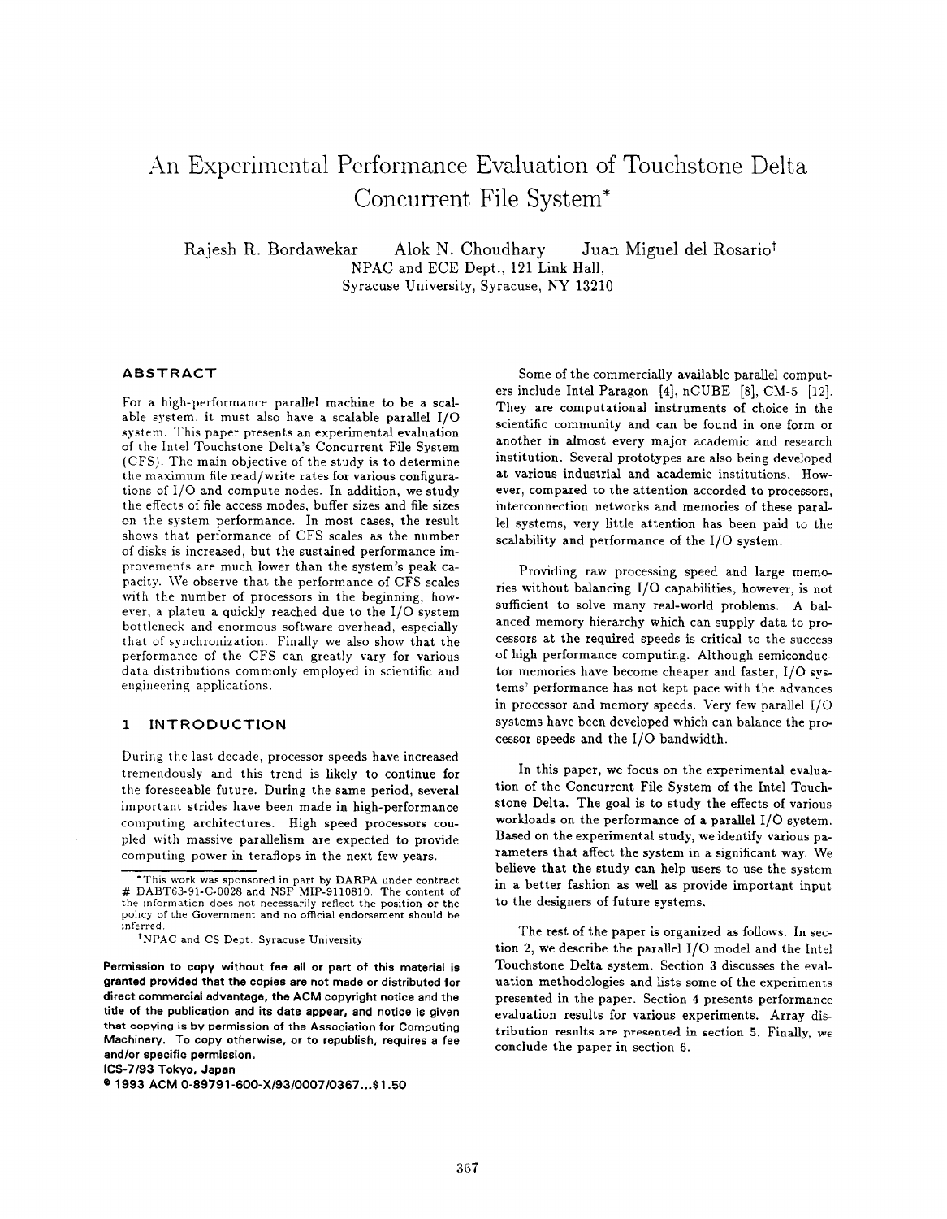# An Experimental Performance Evaluation of Touchstone Delta Concurrent File System*

Rajesh R. Bordawekar  Alok N. Choudhary  Juan Miguel del Rosario[†]
NPAC and ECE Dept., 121 Link Hall,
Syracuse University, Syracuse, NY 13210

## ABSTRACT

For a high-performance parallel machine to be a scalable system, it must also have a scalable parallel I/O system. This paper presents an experimental evaluation of the Intel Touchstone Delta's Concurrent File System (CFS). The main objective of the study is to determine the maximum file read/write rates for various configurations of I/O and compute nodes. In addition, we study the effects of file access modes, buffer sizes and file sizes on the system performance. In most cases, the result shows that performance of CFS scales as the number of disks is increased, but the sustained performance improvements are much lower than the system's peak capacity. We observe that the performance of CFS scales with the number of processors in the beginning, however, a plateu a quickly reached due to the I/O system bottleneck and enormous software overhead, especially that of synchronization. Finally we also show that the performance of the CFS can greatly vary for various data distributions commonly employed in scientific and engineering applications.

## 1 INTRODUCTION

During the last decade, processor speeds have increased tremendously and this trend is likely to continue for the foreseeable future. During the same period, several important strides have been made in high-performance computing architectures. High speed processors coupled with massive parallelism are expected to provide computing power in teraflops in the next few years.

Some of the commercially available parallel computers include Intel Paragon [4], nCUBE [8], CM-5 [12]. They are computational instruments of choice in the scientific community and can be found in one form or another in almost every major academic and research institution. Several prototypes are also being developed at various industrial and academic institutions. However, compared to the attention accorded to processors, interconnection networks and memories of these parallel systems, very little attention has been paid to the scalability and performance of the I/O system.

Providing raw processing speed and large memories without balancing I/O capabilities, however, is not sufficient to solve many real-world problems. A balanced memory hierarchy which can supply data to processors at the required speeds is critical to the success of high performance computing. Although semiconductor memories have become cheaper and faster, I/O systems' performance has not kept pace with the advances in processor and memory speeds. Very few parallel I/O systems have been developed which can balance the processor speeds and the I/O bandwidth.

In this paper, we focus on the experimental evaluation of the Concurrent File System of the Intel Touchstone Delta. The goal is to study the effects of various workloads on the performance of a parallel I/O system. Based on the experimental study, we identify various parameters that affect the system in a significant way. We believe that the study can help users to use the system in a better fashion as well as provide important input to the designers of future systems.

The rest of the paper is organized as follows. In section 2, we describe the parallel I/O model and the Intel Touchstone Delta system. Section 3 discusses the evaluation methodologies and lists some of the experiments presented in the paper. Section 4 presents performance evaluation results for various experiments. Array distribution results are presented in section 5. Finally, we conclude the paper in section 6.

---

*This work was sponsored in part by DARPA under contract # DABT63-91-C-0028 and NSF MIP-9110810. The content of the information does not necessarily reflect the position or the policy of the Government and no official endorsement should be inferred.

[†]NPAC and CS Dept. Syracuse University

**Permission to copy without fee all or part of this material is granted provided that the copies are not made or distributed for direct commercial advantage, the ACM copyright notice and the title of the publication and its date appear, and notice is given that copying is by permission of the Association for Computing Machinery. To copy otherwise, or to republish, requires a fee and/or specific permission.**
**ICS-7/93 Tokyo, Japan**
**© 1993 ACM 0-89791-600-X/93/0007/0367...$1.50**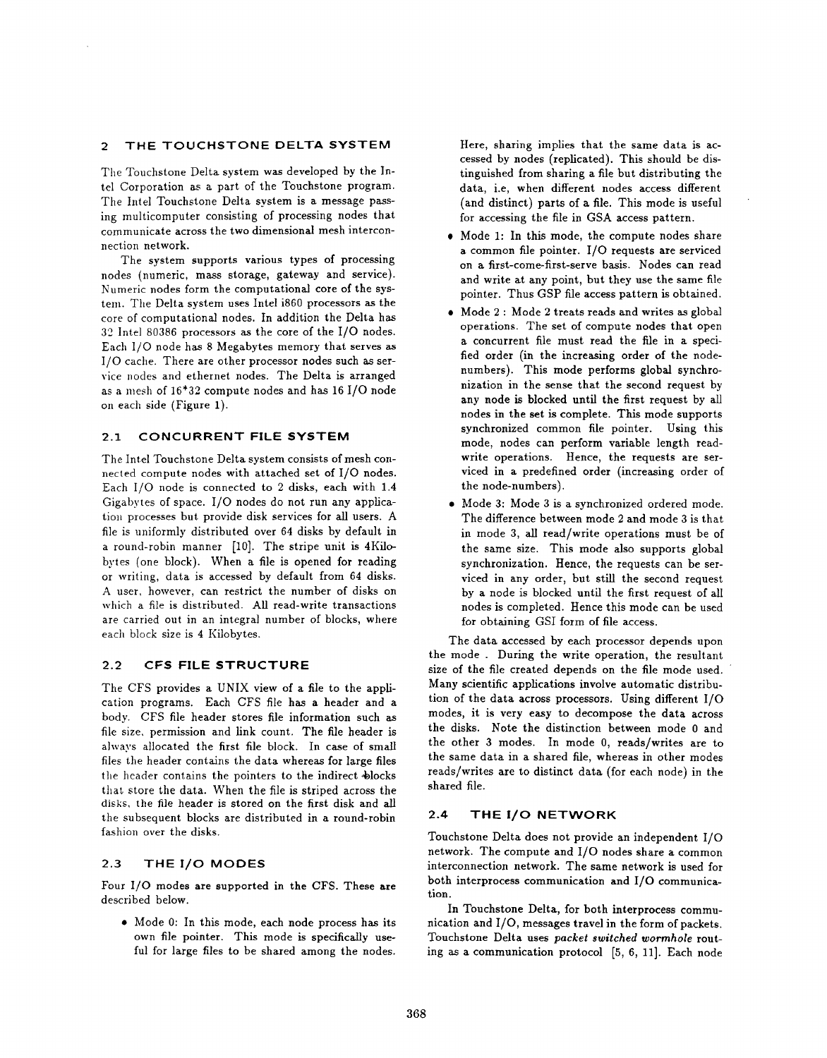## 2 THE TOUCHSTONE DELTA SYSTEM

The Touchstone Delta system was developed by the Intel Corporation as a part of the Touchstone program. The Intel Touchstone Delta system is a message passing multicomputer consisting of processing nodes that communicate across the two dimensional mesh interconnection network.

The system supports various types of processing nodes (numeric, mass storage, gateway and service). Numeric nodes form the computational core of the system. The Delta system uses Intel i860 processors as the core of computational nodes. In addition the Delta has 32 Intel 80386 processors as the core of the I/O nodes. Each I/O node has 8 Megabytes memory that serves as I/O cache. There are other processor nodes such as service nodes and ethernet nodes. The Delta is arranged as a mesh of 16*32 compute nodes and has 16 I/O node on each side (Figure 1).

### 2.1 CONCURRENT FILE SYSTEM

The Intel Touchstone Delta system consists of mesh connected compute nodes with attached set of I/O nodes. Each I/O node is connected to 2 disks, each with 1.4 Gigabytes of space. I/O nodes do not run any application processes but provide disk services for all users. A file is uniformly distributed over 64 disks by default in a round-robin manner [10]. The stripe unit is 4Kilobytes (one block). When a file is opened for reading or writing, data is accessed by default from 64 disks. A user, however, can restrict the number of disks on which a file is distributed. All read-write transactions are carried out in an integral number of blocks, where each block size is 4 Kilobytes.

### 2.2 CFS FILE STRUCTURE

The CFS provides a UNIX view of a file to the application programs. Each CFS file has a header and a body. CFS file header stores file information such as file size, permission and link count. The file header is always allocated the first file block. In case of small files the header contains the data whereas for large files the header contains the pointers to the indirect blocks that store the data. When the file is striped across the disks, the file header is stored on the first disk and all the subsequent blocks are distributed in a round-robin fashion over the disks.

### 2.3 THE I/O MODES

Four I/O modes are supported in the CFS. These are described below.

- Mode 0: In this mode, each node process has its own file pointer. This mode is specifically useful for large files to be shared among the nodes. Here, sharing implies that the same data is accessed by nodes (replicated). This should be distinguished from sharing a file but distributing the data, i.e, when different nodes access different (and distinct) parts of a file. This mode is useful for accessing the file in GSA access pattern.
- Mode 1: In this mode, the compute nodes share a common file pointer. I/O requests are serviced on a first-come-first-serve basis. Nodes can read and write at any point, but they use the same file pointer. Thus GSP file access pattern is obtained.
- Mode 2 : Mode 2 treats reads and writes as global operations. The set of compute nodes that open a concurrent file must read the file in a specified order (in the increasing order of the node-numbers). This mode performs global synchronization in the sense that the second request by any node is blocked until the first request by all nodes in the set is complete. This mode supports synchronized common file pointer. Using this mode, nodes can perform variable length read-write operations. Hence, the requests are serviced in a predefined order (increasing order of the node-numbers).
- Mode 3: Mode 3 is a synchronized ordered mode. The difference between mode 2 and mode 3 is that in mode 3, all read/write operations must be of the same size. This mode also supports global synchronization. Hence, the requests can be serviced in any order, but still the second request by a node is blocked until the first request of all nodes is completed. Hence this mode can be used for obtaining GSI form of file access.

The data accessed by each processor depends upon the mode . During the write operation, the resultant size of the file created depends on the file mode used. Many scientific applications involve automatic distribution of the data across processors. Using different I/O modes, it is very easy to decompose the data across the disks. Note the distinction between mode 0 and the other 3 modes. In mode 0, reads/writes are to the same data in a shared file, whereas in other modes reads/writes are to distinct data (for each node) in the shared file.

### 2.4 THE I/O NETWORK

Touchstone Delta does not provide an independent I/O network. The compute and I/O nodes share a common interconnection network. The same network is used for both interprocess communication and I/O communication.

In Touchstone Delta, for both interprocess communication and I/O, messages travel in the form of packets. Touchstone Delta uses *packet switched wormhole* routing as a communication protocol [5, 6, 11]. Each node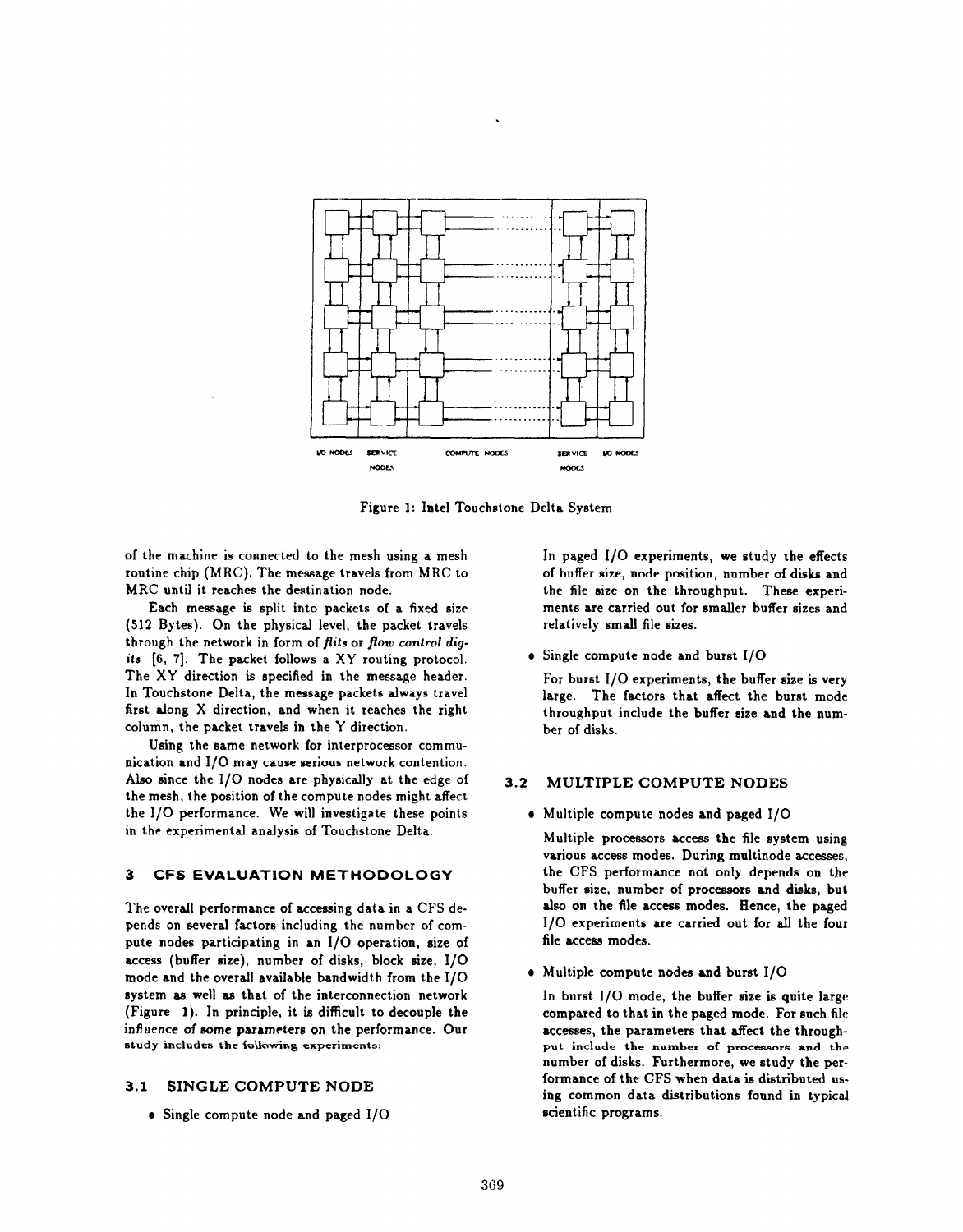Figure 1: Intel Touchstone Delta System

of the machine is connected to the mesh using a mesh routine chip (MRC). The message travels from MRC to MRC until it reaches the destination node.

Each message is split into packets of a fixed size (512 Bytes). On the physical level, the packet travels through the network in form of *flits* or *flow control digits* [6, 7]. The packet follows a XY routing protocol. The XY direction is specified in the message header. In Touchstone Delta, the message packets always travel first along X direction, and when it reaches the right column, the packet travels in the Y direction.

Using the same network for interprocessor communication and I/O may cause serious network contention. Also since the I/O nodes are physically at the edge of the mesh, the position of the compute nodes might affect the I/O performance. We will investigate these points in the experimental analysis of Touchstone Delta.

## 3 CFS EVALUATION METHODOLOGY

The overall performance of accessing data in a CFS depends on several factors including the number of compute nodes participating in an I/O operation, size of access (buffer size), number of disks, block size, I/O mode and the overall available bandwidth from the I/O system as well as that of the interconnection network (Figure 1). In principle, it is difficult to decouple the influence of some parameters on the performance. Our study includes the following experiments:

### 3.1 SINGLE COMPUTE NODE

- Single compute node and paged I/O

  In paged I/O experiments, we study the effects of buffer size, node position, number of disks and the file size on the throughput. These experiments are carried out for smaller buffer sizes and relatively small file sizes.

- Single compute node and burst I/O

  For burst I/O experiments, the buffer size is very large. The factors that affect the burst mode throughput include the buffer size and the number of disks.

### 3.2 MULTIPLE COMPUTE NODES

- Multiple compute nodes and paged I/O

  Multiple processors access the file system using various access modes. During multinode accesses, the CFS performance not only depends on the buffer size, number of processors and disks, but also on the file access modes. Hence, the paged I/O experiments are carried out for all the four file access modes.

- Multiple compute nodes and burst I/O

  In burst I/O mode, the buffer size is quite large compared to that in the paged mode. For such file accesses, the parameters that affect the throughput include the number of processors and the number of disks. Furthermore, we study the performance of the CFS when data is distributed using common data distributions found in typical scientific programs.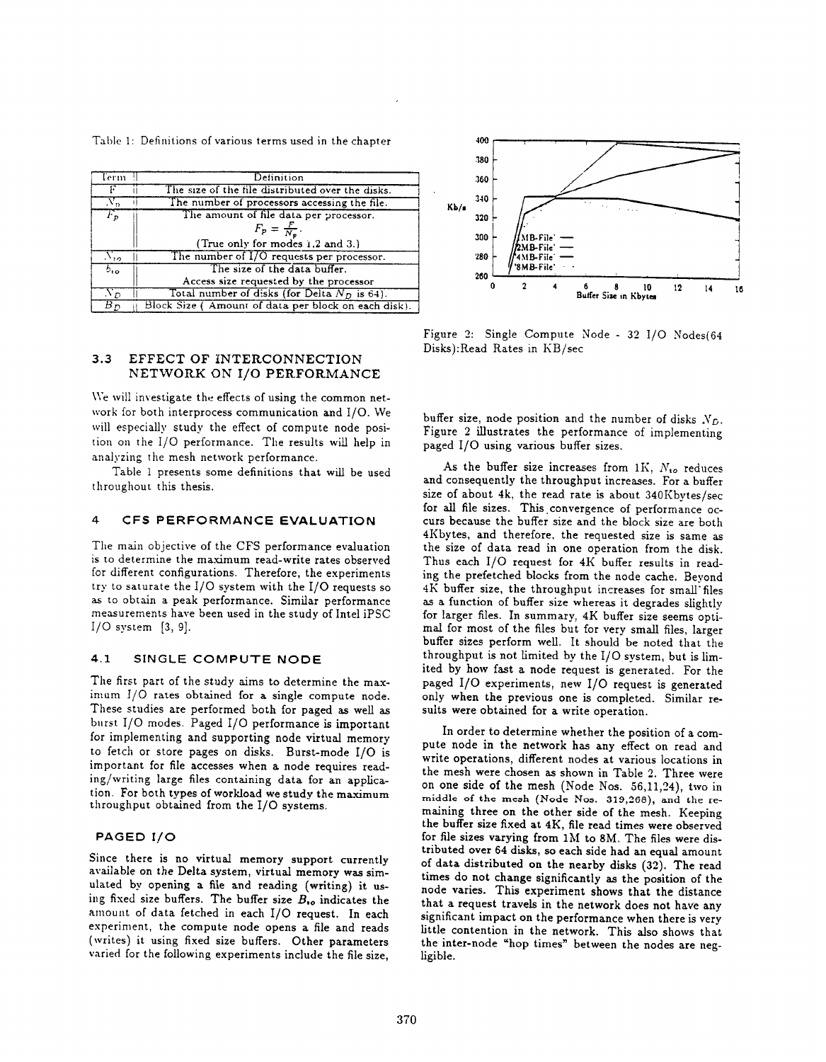Table 1: Definitions of various terms used in the chapter

| Term | Definition |
|---|---|
| $F$ | The size of the file distributed over the disks. |
| $N_p$ | The number of processors accessing the file. |
| $F_p$ | The amount of file data per processor. $F_p = \frac{F}{N_p}$. (True only for modes 1,2 and 3.) |
| $N_{io}$ | The number of I/O requests per processor. |
| $b_{io}$ | The size of the data buffer. Access size requested by the processor |
| $N_D$ | Total number of disks (for Delta $N_D$ is 64). |
| $B_D$ | Block Size ( Amount of data per block on each disk). |

## 3.3 EFFECT OF INTERCONNECTION NETWORK ON I/O PERFORMANCE

We will investigate the effects of using the common network for both interprocess communication and I/O. We will especially study the effect of compute node position on the I/O performance. The results will help in analyzing the mesh network performance.

Table 1 presents some definitions that will be used throughout this thesis.

# 4 CFS PERFORMANCE EVALUATION

The main objective of the CFS performance evaluation is to determine the maximum read-write rates observed for different configurations. Therefore, the experiments try to saturate the I/O system with the I/O requests so as to obtain a peak performance. Similar performance measurements have been used in the study of Intel iPSC I/O system [3, 9].

## 4.1 SINGLE COMPUTE NODE

The first part of the study aims to determine the maximum I/O rates obtained for a single compute node. These studies are performed both for paged as well as burst I/O modes. Paged I/O performance is important for implementing and supporting node virtual memory to fetch or store pages on disks. Burst-mode I/O is important for file accesses when a node requires reading/writing large files containing data for an application. For both types of workload we study the maximum throughput obtained from the I/O systems.

### PAGED I/O

Since there is no virtual memory support currently available on the Delta system, virtual memory was simulated by opening a file and reading (writing) it using fixed size buffers. The buffer size $B_{io}$ indicates the amount of data fetched in each I/O request. In each experiment, the compute node opens a file and reads (writes) it using fixed size buffers. Other parameters varied for the following experiments include the file size, buffer size, node position and the number of disks $N_D$. Figure 2 illustrates the performance of implementing paged I/O using various buffer sizes.

Figure 2: Single Compute Node - 32 I/O Nodes(64 Disks):Read Rates in KB/sec

As the buffer size increases from 1K, $N_{io}$ reduces and consequently the throughput increases. For a buffer size of about 4k, the read rate is about 340Kbytes/sec for all file sizes. This convergence of performance occurs because the buffer size and the block size are both 4Kbytes, and therefore, the requested size is same as the size of data read in one operation from the disk. Thus each I/O request for 4K buffer results in reading the prefetched blocks from the node cache. Beyond 4K buffer size, the throughput increases for small files as a function of buffer size whereas it degrades slightly for larger files. In summary, 4K buffer size seems optimal for most of the files but for very small files, larger buffer sizes perform well. It should be noted that the throughput is not limited by the I/O system, but is limited by how fast a node request is generated. For the paged I/O experiments, new I/O request is generated only when the previous one is completed. Similar results were obtained for a write operation.

In order to determine whether the position of a compute node in the network has any effect on read and write operations, different nodes at various locations in the mesh were chosen as shown in Table 2. Three were on one side of the mesh (Node Nos. 56,11,24), two in middle of the mesh (Node Nos. 319,268), and the remaining three on the other side of the mesh. Keeping the buffer size fixed at 4K, file read times were observed for file sizes varying from 1M to 8M. The files were distributed over 64 disks, so each side had an equal amount of data distributed on the nearby disks (32). The read times do not change significantly as the position of the node varies. This experiment shows that the distance that a request travels in the network does not have any significant impact on the performance when there is very little contention in the network. This also shows that the inter-node "hop times" between the nodes are negligible.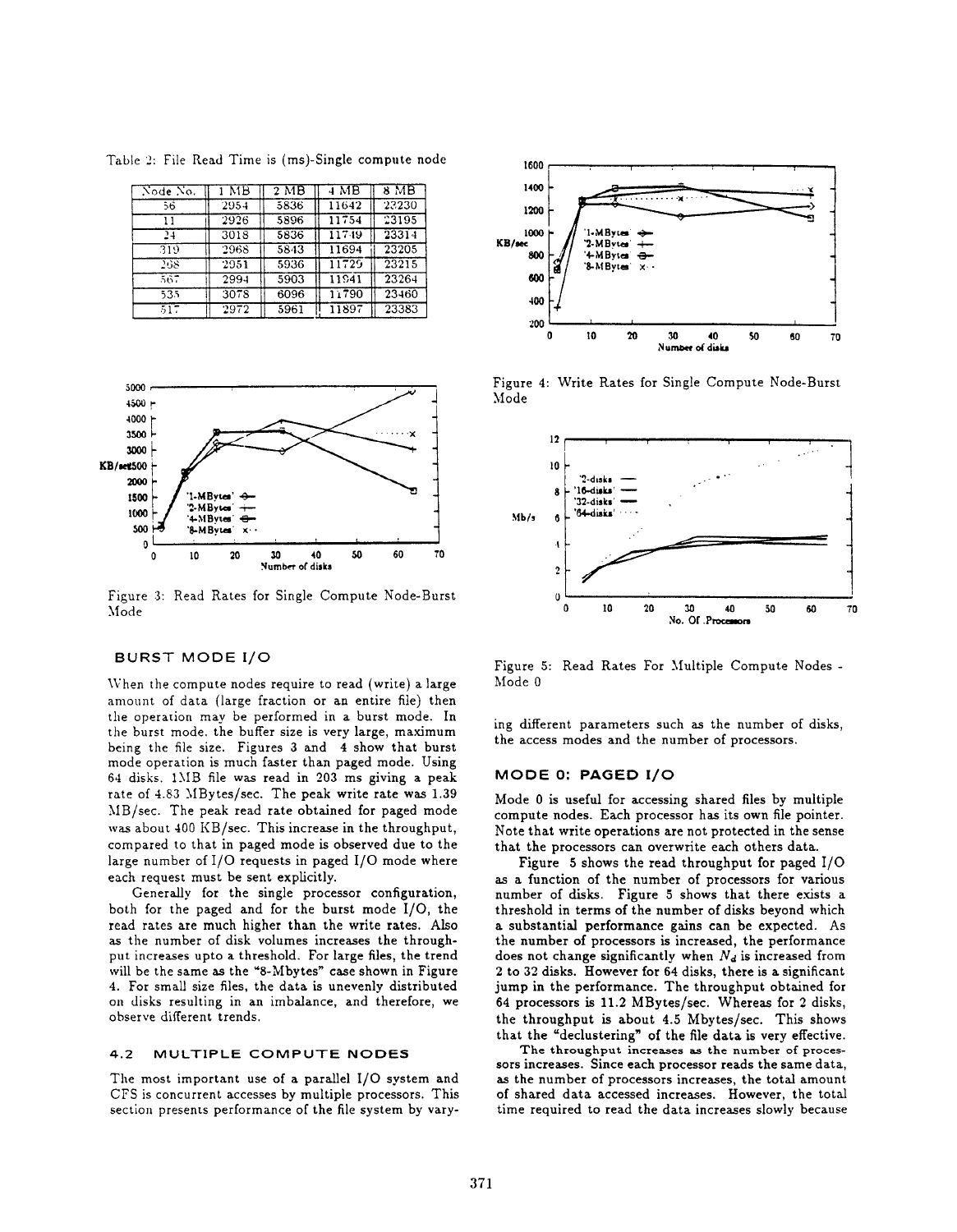Table 2: File Read Time is (ms)-Single compute node

| Node No. | 1 MB | 2 MB | 4 MB | 8 MB |
|---|---|---|---|---|
| 56 | 2954 | 5836 | 11642 | 23230 |
| 11 | 2926 | 5896 | 11754 | 23195 |
| 24 | 3018 | 5836 | 11749 | 23314 |
| 319 | 2968 | 5843 | 11694 | 23205 |
| 268 | 2951 | 5936 | 11729 | 23215 |
| 567 | 2994 | 5903 | 11941 | 23264 |
| 535 | 3078 | 6096 | 11790 | 23460 |
| 517 | 2972 | 5961 | 11897 | 23383 |

Figure 3: Read Rates for Single Compute Node-Burst Mode

Figure 4: Write Rates for Single Compute Node-Burst Mode

Figure 5: Read Rates For Multiple Compute Nodes - Mode 0

## BURST MODE I/O

When the compute nodes require to read (write) a large amount of data (large fraction or an entire file) then the operation may be performed in a burst mode. In the burst mode, the buffer size is very large, maximum being the file size. Figures 3 and 4 show that burst mode operation is much faster than paged mode. Using 64 disks, 1MB file was read in 203 ms giving a peak rate of 4.83 MBytes/sec. The peak write rate was 1.39 MB/sec. The peak read rate obtained for paged mode was about 400 KB/sec. This increase in the throughput, compared to that in paged mode is observed due to the large number of I/O requests in paged I/O mode where each request must be sent explicitly.

Generally for the single processor configuration, both for the paged and for the burst mode I/O, the read rates are much higher than the write rates. Also as the number of disk volumes increases the throughput increases upto a threshold. For large files, the trend will be the same as the "8-Mbytes" case shown in Figure 4. For small size files, the data is unevenly distributed on disks resulting in an imbalance, and therefore, we observe different trends.

### 4.2 MULTIPLE COMPUTE NODES

The most important use of a parallel I/O system and CFS is concurrent accesses by multiple processors. This section presents performance of the file system by varying different parameters such as the number of disks, the access modes and the number of processors.

## MODE 0: PAGED I/O

Mode 0 is useful for accessing shared files by multiple compute nodes. Each processor has its own file pointer. Note that write operations are not protected in the sense that the processors can overwrite each others data.

Figure 5 shows the read throughput for paged I/O as a function of the number of processors for various number of disks. Figure 5 shows that there exists a threshold in terms of the number of disks beyond which a substantial performance gains can be expected. As the number of processors is increased, the performance does not change significantly when $N_d$ is increased from 2 to 32 disks. However for 64 disks, there is a significant jump in the performance. The throughput obtained for 64 processors is 11.2 MBytes/sec. Whereas for 2 disks, the throughput is about 4.5 Mbytes/sec. This shows that the "declustering" of the file data is very effective.

The throughput increases as the number of processors increases. Since each processor reads the same data, as the number of processors increases, the total amount of shared data accessed increases. However, the total time required to read the data increases slowly because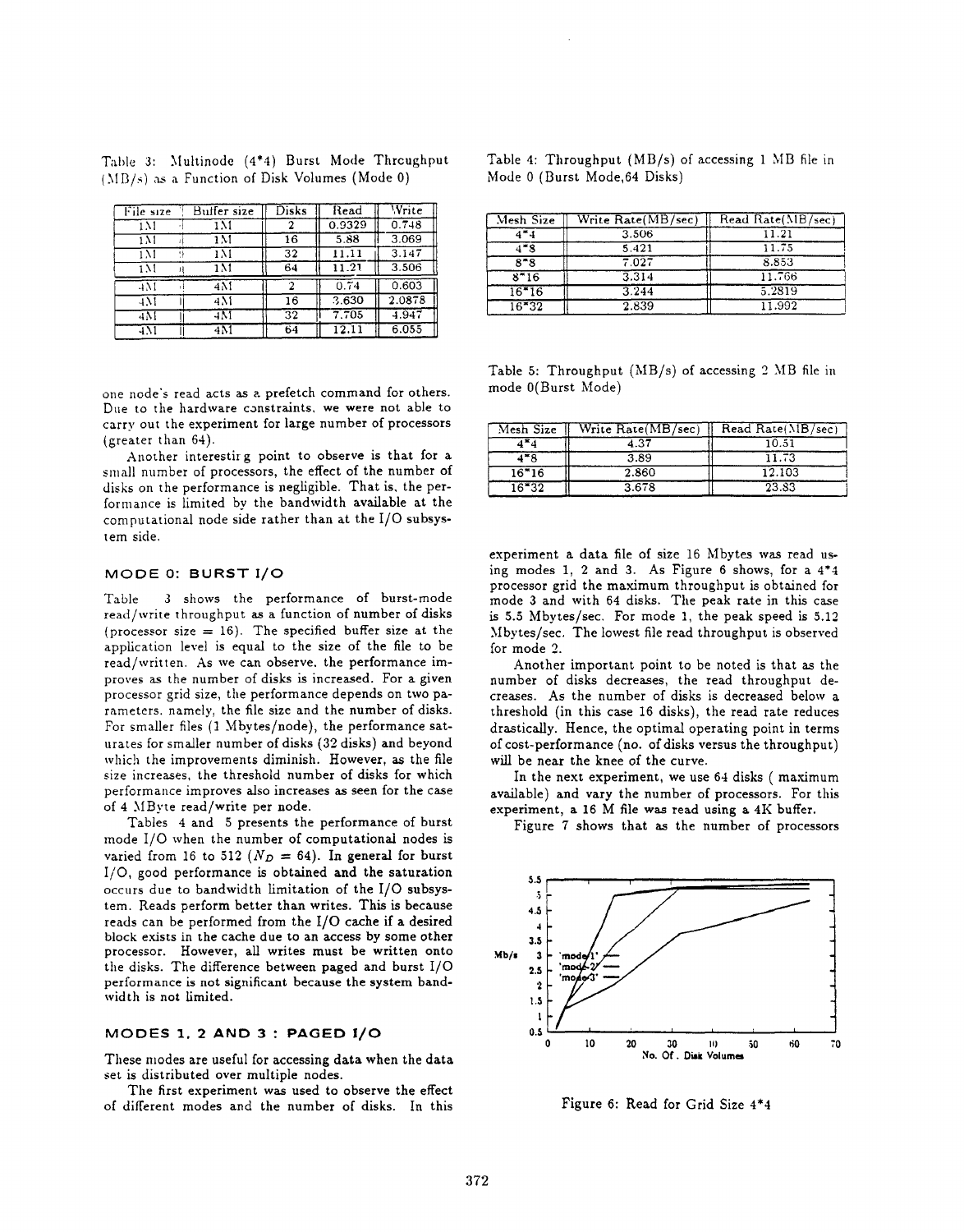Table 3: Multinode (4*4) Burst Mode Throughput (MB/s) as a Function of Disk Volumes (Mode 0)

| File size | Buffer size | Disks | Read | Write |
|---|---|---|---|---|
| 1M | 1M | 2 | 0.9329 | 0.748 |
| 1M | 1M | 16 | 5.88 | 3.069 |
| 1M | 1M | 32 | 11.11 | 3.147 |
| 1M | 1M | 64 | 11.21 | 3.506 |
| 4M | 4M | 2 | 0.74 | 0.603 |
| 4M | 4M | 16 | 3.630 | 2.0878 |
| 4M | 4M | 32 | 7.705 | 4.947 |
| 4M | 4M | 64 | 12.11 | 6.055 |

one node's read acts as a prefetch command for others. Due to the hardware constraints, we were not able to carry out the experiment for large number of processors (greater than 64).

Another interesting point to observe is that for a small number of processors, the effect of the number of disks on the performance is negligible. That is, the performance is limited by the bandwidth available at the computational node side rather than at the I/O subsystem side.

## MODE 0: BURST I/O

Table 3 shows the performance of burst-mode read/write throughput as a function of number of disks (processor size = 16). The specified buffer size at the application level is equal to the size of the file to be read/written. As we can observe, the performance improves as the number of disks is increased. For a given processor grid size, the performance depends on two parameters, namely, the file size and the number of disks. For smaller files (1 Mbytes/node), the performance saturates for smaller number of disks (32 disks) and beyond which the improvements diminish. However, as the file size increases, the threshold number of disks for which performance improves also increases as seen for the case of 4 MByte read/write per node.

Tables 4 and 5 presents the performance of burst mode I/O when the number of computational nodes is varied from 16 to 512 ($N_D = 64$). In general for burst I/O, good performance is obtained and the saturation occurs due to bandwidth limitation of the I/O subsystem. Reads perform better than writes. This is because reads can be performed from the I/O cache if a desired block exists in the cache due to an access by some other processor. However, all writes must be written onto the disks. The difference between paged and burst I/O performance is not significant because the system bandwidth is not limited.

## MODES 1, 2 AND 3 : PAGED I/O

These modes are useful for accessing data when the data set is distributed over multiple nodes.

The first experiment was used to observe the effect of different modes and the number of disks. In this

Table 4: Throughput (MB/s) of accessing 1 MB file in Mode 0 (Burst Mode,64 Disks)

| Mesh Size | Write Rate(MB/sec) | Read Rate(MB/sec) |
|---|---|---|
| 4*4 | 3.506 | 11.21 |
| 4*8 | 5.421 | 11.75 |
| 8*8 | 7.027 | 8.853 |
| 8*16 | 3.314 | 11.766 |
| 16*16 | 3.244 | 5.2819 |
| 16*32 | 2.839 | 11.992 |

Table 5: Throughput (MB/s) of accessing 2 MB file in mode 0(Burst Mode)

| Mesh Size | Write Rate(MB/sec) | Read Rate(MB/sec) |
|---|---|---|
| 4*4 | 4.37 | 10.51 |
| 4*8 | 3.89 | 11.73 |
| 16*16 | 2.860 | 12.103 |
| 16*32 | 3.678 | 23.83 |

experiment a data file of size 16 Mbytes was read using modes 1, 2 and 3. As Figure 6 shows, for a 4*4 processor grid the maximum throughput is obtained for mode 3 and with 64 disks. The peak rate in this case is 5.5 Mbytes/sec. For mode 1, the peak speed is 5.12 Mbytes/sec. The lowest file read throughput is observed for mode 2.

Another important point to be noted is that as the number of disks decreases, the read throughput decreases. As the number of disks is decreased below a threshold (in this case 16 disks), the read rate reduces drastically. Hence, the optimal operating point in terms of cost-performance (no. of disks versus the throughput) will be near the knee of the curve.

In the next experiment, we use 64 disks ( maximum available) and vary the number of processors. For this experiment, a 16 M file was read using a 4K buffer.

Figure 7 shows that as the number of processors

Figure 6: Read for Grid Size 4*4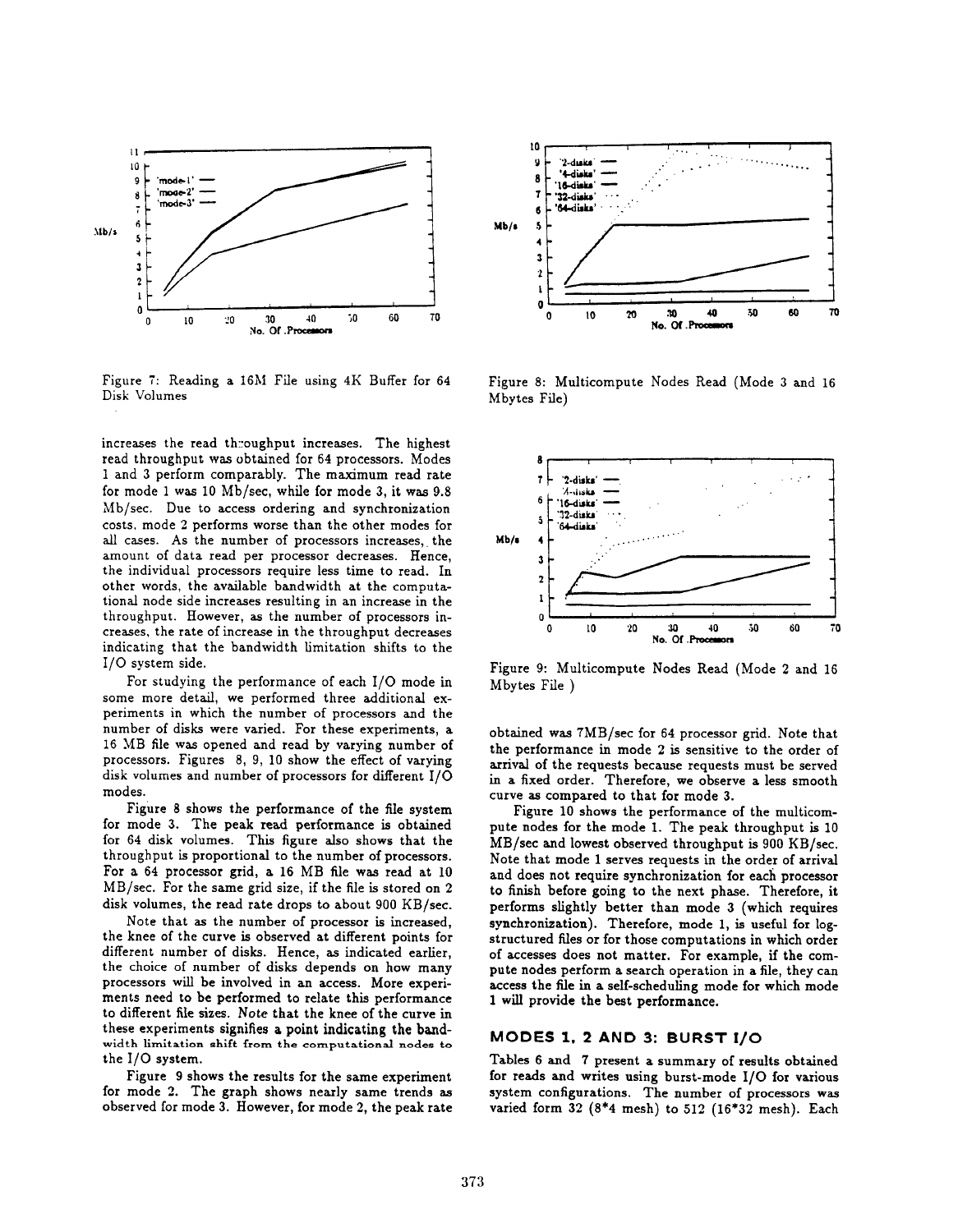Figure 7: Reading a 16M File using 4K Buffer for 64 Disk Volumes

Figure 8: Multicompute Nodes Read (Mode 3 and 16 Mbytes File)

Figure 9: Multicompute Nodes Read (Mode 2 and 16 Mbytes File )

increases the read throughput increases. The highest read throughput was obtained for 64 processors. Modes 1 and 3 perform comparably. The maximum read rate for mode 1 was 10 Mb/sec, while for mode 3, it was 9.8 Mb/sec. Due to access ordering and synchronization costs, mode 2 performs worse than the other modes for all cases. As the number of processors increases, the amount of data read per processor decreases. Hence, the individual processors require less time to read. In other words, the available bandwidth at the computational node side increases resulting in an increase in the throughput. However, as the number of processors increases, the rate of increase in the throughput decreases indicating that the bandwidth limitation shifts to the I/O system side.

For studying the performance of each I/O mode in some more detail, we performed three additional experiments in which the number of processors and the number of disks were varied. For these experiments, a 16 MB file was opened and read by varying number of processors. Figures 8, 9, 10 show the effect of varying disk volumes and number of processors for different I/O modes.

Figure 8 shows the performance of the file system for mode 3. The peak read performance is obtained for 64 disk volumes. This figure also shows that the throughput is proportional to the number of processors. For a 64 processor grid, a 16 MB file was read at 10 MB/sec. For the same grid size, if the file is stored on 2 disk volumes, the read rate drops to about 900 KB/sec.

Note that as the number of processor is increased, the knee of the curve is observed at different points for different number of disks. Hence, as indicated earlier, the choice of number of disks depends on how many processors will be involved in an access. More experiments need to be performed to relate this performance to different file sizes. Note that the knee of the curve in these experiments signifies a point indicating the bandwidth limitation shift from the computational nodes to the I/O system.

Figure 9 shows the results for the same experiment for mode 2. The graph shows nearly same trends as observed for mode 3. However, for mode 2, the peak rate obtained was 7MB/sec for 64 processor grid. Note that the performance in mode 2 is sensitive to the order of arrival of the requests because requests must be served in a fixed order. Therefore, we observe a less smooth curve as compared to that for mode 3.

Figure 10 shows the performance of the multicompute nodes for the mode 1. The peak throughput is 10 MB/sec and lowest observed throughput is 900 KB/sec. Note that mode 1 serves requests in the order of arrival and does not require synchronization for each processor to finish before going to the next phase. Therefore, it performs slightly better than mode 3 (which requires synchronization). Therefore, mode 1, is useful for log-structured files or for those computations in which order of accesses does not matter. For example, if the compute nodes perform a search operation in a file, they can access the file in a self-scheduling mode for which mode 1 will provide the best performance.

## MODES 1, 2 AND 3: BURST I/O

Tables 6 and 7 present a summary of results obtained for reads and writes using burst-mode I/O for various system configurations. The number of processors was varied form 32 (8*4 mesh) to 512 (16*32 mesh). Each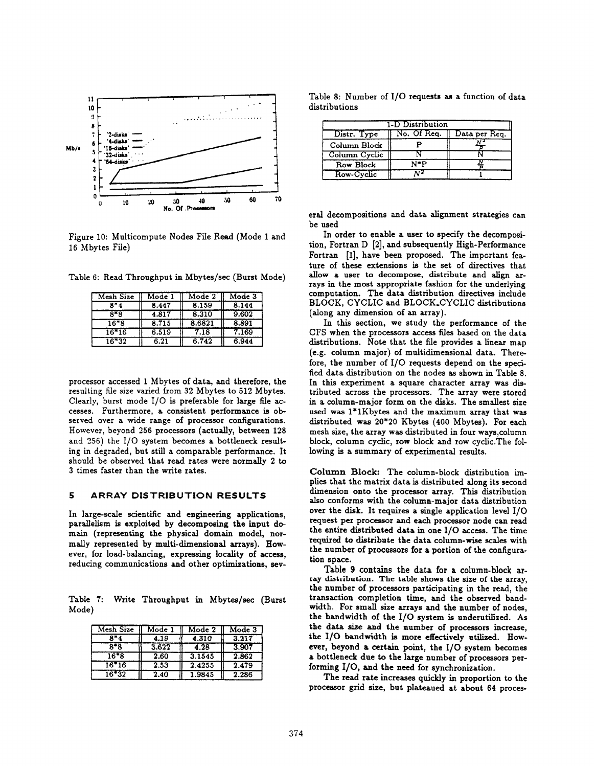Figure 10: Multicompute Nodes File Read (Mode 1 and 16 Mbytes File)

Table 6: Read Throughput in Mbytes/sec (Burst Mode)

| Mesh Size | Mode 1 | Mode 2 | Mode 3 |
|---|---|---|---|
| 8*4 | 8.447 | 8.159 | 8.144 |
| 8*8 | 4.817 | 8.310 | 9.602 |
| 16*8 | 8.715 | 8.6821 | 8.891 |
| 16*16 | 6.519 | 7.18 | 7.169 |
| 16*32 | 6.21 | 6.742 | 6.944 |

processor accessed 1 Mbytes of data, and therefore, the resulting file size varied from 32 Mbytes to 512 Mbytes. Clearly, burst mode I/O is preferable for large file accesses. Furthermore, a consistent performance is observed over a wide range of processor configurations. However, beyond 256 processors (actually, between 128 and 256) the I/O system becomes a bottleneck resulting in degraded, but still a comparable performance. It should be observed that read rates were normally 2 to 3 times faster than the write rates.

## 5 ARRAY DISTRIBUTION RESULTS

In large-scale scientific and engineering applications, parallelism is exploited by decomposing the input domain (representing the physical domain model, normally represented by multi-dimensional arrays). However, for load-balancing, expressing locality of access, reducing communications and other optimizations, several decompositions and data alignment strategies can be used

Table 7: Write Throughput in Mbytes/sec (Burst Mode)

| Mesh Size | Mode 1 | Mode 2 | Mode 3 |
|---|---|---|---|
| 8*4 | 4.19 | 4.310 | 3.217 |
| 8*8 | 3.622 | 4.28 | 3.907 |
| 16*8 | 2.60 | 3.1545 | 2.862 |
| 16*16 | 2.53 | 2.4255 | 2.479 |
| 16*32 | 2.40 | 1.9845 | 2.286 |

Table 8: Number of I/O requests as a function of data distributions

| 1-D Distribution | | |
|---|---|---|
| Distr. Type | No. Of Req. | Data per Req. |
| Column Block | P | $\frac{N^2}{P}$ |
| Column Cyclic | N | N |
| Row Block | N*P | $\frac{N}{P}$ |
| Row-Cyclic | $N^2$ | 1 |

In order to enable a user to specify the decomposition, Fortran D [2], and subsequently High-Performance Fortran [1], have been proposed. The important feature of these extensions is the set of directives that allow a user to decompose, distribute and align arrays in the most appropriate fashion for the underlying computation. The data distribution directives include BLOCK, CYCLIC and BLOCK_CYCLIC distributions (along any dimension of an array).

In this section, we study the performance of the CFS when the processors access files based on the data distributions. Note that the file provides a linear map (e.g. column major) of multidimensional data. Therefore, the number of I/O requests depend on the specified data distribution on the nodes as shown in Table 8. In this experiment a square character array was distributed across the processors. The array were stored in a column-major form on the disks. The smallest size used was 1*1Kbytes and the maximum array that was distributed was 20*20 Kbytes (400 Mbytes). For each mesh size, the array was distributed in four ways,column block, column cyclic, row block and row cyclic.The following is a summary of experimental results.

**Column Block:** The column-block distribution implies that the matrix data is distributed along its second dimension onto the processor array. This distribution also conforms with the column-major data distribution over the disk. It requires a single application level I/O request per processor and each processor node can read the entire distributed data in one I/O access. The time required to distribute the data column-wise scales with the number of processors for a portion of the configuration space.

Table 9 contains the data for a column-block array distribution. The table shows the size of the array, the number of processors participating in the read, the transaction completion time, and the observed bandwidth. For small size arrays and the number of nodes, the bandwidth of the I/O system is underutilized. As the data size and the number of processors increase, the I/O bandwidth is more effectively utilized. However, beyond a certain point, the I/O system becomes a bottleneck due to the large number of processors performing I/O, and the need for synchronization.

The read rate increases quickly in proportion to the processor grid size, but plateaued at about 64 proces-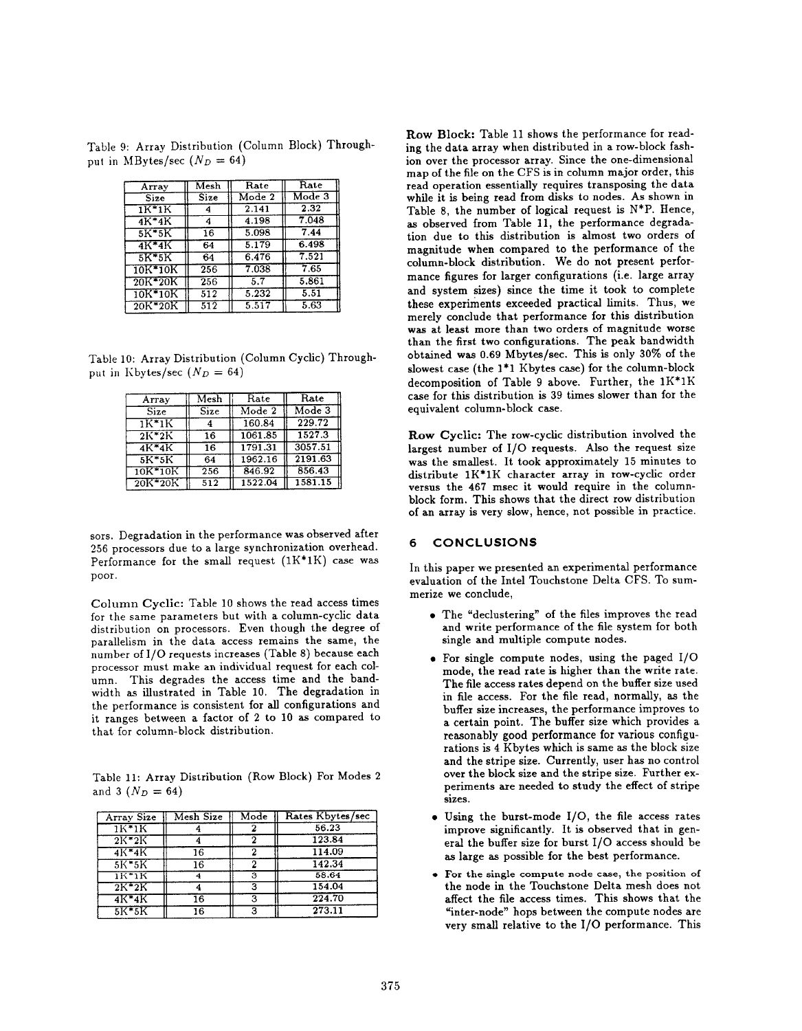Table 9: Array Distribution (Column Block) Throughput in MBytes/sec ($N_D$ = 64)

| Array Size | Mesh Size | Rate Mode 2 | Rate Mode 3 |
|---|---|---|---|
| 1K*1K | 4 | 2.141 | 2.32 |
| 4K*4K | 4 | 4.198 | 7.048 |
| 5K*5K | 16 | 5.098 | 7.44 |
| 4K*4K | 64 | 5.179 | 6.498 |
| 5K*5K | 64 | 6.476 | 7.521 |
| 10K*10K | 256 | 7.038 | 7.65 |
| 20K*20K | 256 | 5.7 | 5.861 |
| 10K*10K | 512 | 5.232 | 5.51 |
| 20K*20K | 512 | 5.517 | 5.63 |

Table 10: Array Distribution (Column Cyclic) Throughput in Kbytes/sec ($N_D$ = 64)

| Array Size | Mesh Size | Rate Mode 2 | Rate Mode 3 |
|---|---|---|---|
| 1K*1K | 4 | 160.84 | 229.72 |
| 2K*2K | 16 | 1061.85 | 1527.3 |
| 4K*4K | 16 | 1791.31 | 3057.51 |
| 5K*5K | 64 | 1962.16 | 2191.63 |
| 10K*10K | 256 | 846.92 | 856.43 |
| 20K*20K | 512 | 1522.04 | 1581.15 |

sors. Degradation in the performance was observed after 256 processors due to a large synchronization overhead. Performance for the small request (1K*1K) case was poor.

**Column Cyclic:** Table 10 shows the read access times for the same parameters but with a column-cyclic data distribution on processors. Even though the degree of parallelism in the data access remains the same, the number of I/O requests increases (Table 8) because each processor must make an individual request for each column. This degrades the access time and the bandwidth as illustrated in Table 10. The degradation in the performance is consistent for all configurations and it ranges between a factor of 2 to 10 as compared to that for column-block distribution.

Table 11: Array Distribution (Row Block) For Modes 2 and 3 ($N_D$ = 64)

| Array Size | Mesh Size | Mode | Rates Kbytes/sec |
|---|---|---|---|
| 1K*1K | 4 | 2 | 56.23 |
| 2K*2K | 4 | 2 | 123.84 |
| 4K*4K | 16 | 2 | 114.09 |
| 5K*5K | 16 | 2 | 142.34 |
| 1K*1K | 4 | 3 | 58.64 |
| 2K*2K | 4 | 3 | 154.04 |
| 4K*4K | 16 | 3 | 224.70 |
| 5K*5K | 16 | 3 | 273.11 |

**Row Block:** Table 11 shows the performance for reading the data array when distributed in a row-block fashion over the processor array. Since the one-dimensional map of the file on the CFS is in column major order, this read operation essentially requires transposing the data while it is being read from disks to nodes. As shown in Table 8, the number of logical request is N*P. Hence, as observed from Table 11, the performance degradation due to this distribution is almost two orders of magnitude when compared to the performance of the column-block distribution. We do not present performance figures for larger configurations (i.e. large array and system sizes) since the time it took to complete these experiments exceeded practical limits. Thus, we merely conclude that performance for this distribution was at least more than two orders of magnitude worse than the first two configurations. The peak bandwidth obtained was 0.69 Mbytes/sec. This is only 30% of the slowest case (the 1*1 Kbytes case) for the column-block decomposition of Table 9 above. Further, the 1K*1K case for this distribution is 39 times slower than for the equivalent column-block case.

**Row Cyclic:** The row-cyclic distribution involved the largest number of I/O requests. Also the request size was the smallest. It took approximately 15 minutes to distribute 1K*1K character array in row-cyclic order versus the 467 msec it would require in the column-block form. This shows that the direct row distribution of an array is very slow, hence, not possible in practice.

## 6 CONCLUSIONS

In this paper we presented an experimental performance evaluation of the Intel Touchstone Delta CFS. To summerize we conclude,

- The "declustering" of the files improves the read and write performance of the file system for both single and multiple compute nodes.
- For single compute nodes, using the paged I/O mode, the read rate is higher than the write rate. The file access rates depend on the buffer size used in file access. For the file read, normally, as the buffer size increases, the performance improves to a certain point. The buffer size which provides a reasonably good performance for various configurations is 4 Kbytes which is same as the block size and the stripe size. Currently, user has no control over the block size and the stripe size. Further experiments are needed to study the effect of stripe sizes.
- Using the burst-mode I/O, the file access rates improve significantly. It is observed that in general the buffer size for burst I/O access should be as large as possible for the best performance.
- For the single compute node case, the position of the node in the Touchstone Delta mesh does not affect the file access times. This shows that the "inter-node" hops between the compute nodes are very small relative to the I/O performance. This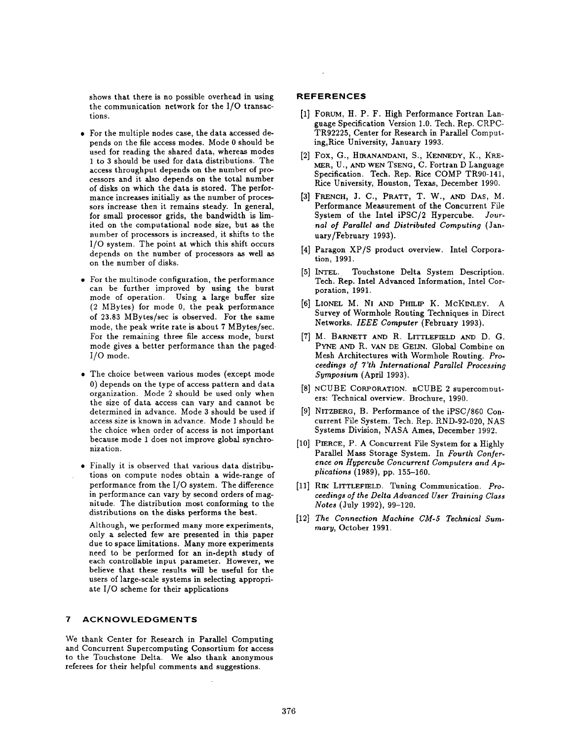shows that there is no possible overhead in using the communication network for the I/O transactions.

- For the multiple nodes case, the data accessed depends on the file access modes. Mode 0 should be used for reading the shared data, whereas modes 1 to 3 should be used for data distributions. The access throughput depends on the number of processors and it also depends on the total number of disks on which the data is stored. The performance increases initially as the number of processors increase then it remains steady. In general, for small processor grids, the bandwidth is limited on the computational node size, but as the number of processors is increased, it shifts to the I/O system. The point at which this shift occurs depends on the number of processors as well as on the number of disks.

- For the multinode configuration, the performance can be further improved by using the burst mode of operation. Using a large buffer size (2 MBytes) for mode 0, the peak performance of 23.83 MBytes/sec is observed. For the same mode, the peak write rate is about 7 MBytes/sec. For the remaining three file access mode, burst mode gives a better performance than the paged I/O mode.

- The choice between various modes (except mode 0) depends on the type of access pattern and data organization. Mode 2 should be used only when the size of data access can vary and cannot be determined in advance. Mode 3 should be used if access size is known in advance. Mode 1 should be the choice when order of access is not important because mode 1 does not improve global synchronization.

- Finally it is observed that various data distributions on compute nodes obtain a wide-range of performance from the I/O system. The difference in performance can vary by second orders of magnitude. The distribution most conforming to the distributions on the disks performs the best.

  Although, we performed many more experiments, only a selected few are presented in this paper due to space limitations. Many more experiments need to be performed for an in-depth study of each controllable input parameter. However, we believe that these results will be useful for the users of large-scale systems in selecting appropriate I/O scheme for their applications

## 7 ACKNOWLEDGMENTS

We thank Center for Research in Parallel Computing and Concurrent Supercomputing Consortium for access to the Touchstone Delta. We also thank anonymous referees for their helpful comments and suggestions.

## REFERENCES

[1] Forum, H. P. F. High Performance Fortran Language Specification Version 1.0. Tech. Rep. CRPC-TR92225, Center for Research in Parallel Computing,Rice University, January 1993.

[2] Fox, G., Hiranandani, S., Kennedy, K., Kremer, U., and wen Tseng, C. Fortran D Language Specification. Tech. Rep. Rice COMP TR90-141, Rice University, Houston, Texas, December 1990.

[3] French, J. C., Pratt, T. W., and Das, M. Performance Measurement of the Concurrent File System of the Intel iPSC/2 Hypercube. *Journal of Parallel and Distributed Computing* (January/February 1993).

[4] Paragon XP/S product overview. Intel Corporation, 1991.

[5] Intel. Touchstone Delta System Description. Tech. Rep. Intel Advanced Information, Intel Corporation, 1991.

[6] Lionel M. Ni and Philip K. McKinley. A Survey of Wormhole Routing Techniques in Direct Networks. *IEEE Computer* (February 1993).

[7] M. Barnett and R. Littlefield and D. G. Pyne and R. van de Geijn. Global Combine on Mesh Architectures with Wormhole Routing. *Proceedings of 7'th International Parallel Processing Symposium* (April 1993).

[8] nCUBE Corporation. nCUBE 2 supercomputers: Technical overview. Brochure, 1990.

[9] Nitzberg, B. Performance of the iPSC/860 Concurrent File System. Tech. Rep. RND-92-020, NAS Systems Division, NASA Ames, December 1992.

[10] Pierce, P. A Concurrent File System for a Highly Parallel Mass Storage System. In *Fourth Conference on Hypercube Concurrent Computers and Applications* (1989), pp. 155–160.

[11] Rik Littlefield. Tuning Communication. *Proceedings of the Delta Advanced User Training Class Notes* (July 1992), 99–120.

[12] *The Connection Machine CM-5 Technical Summary*, October 1991.